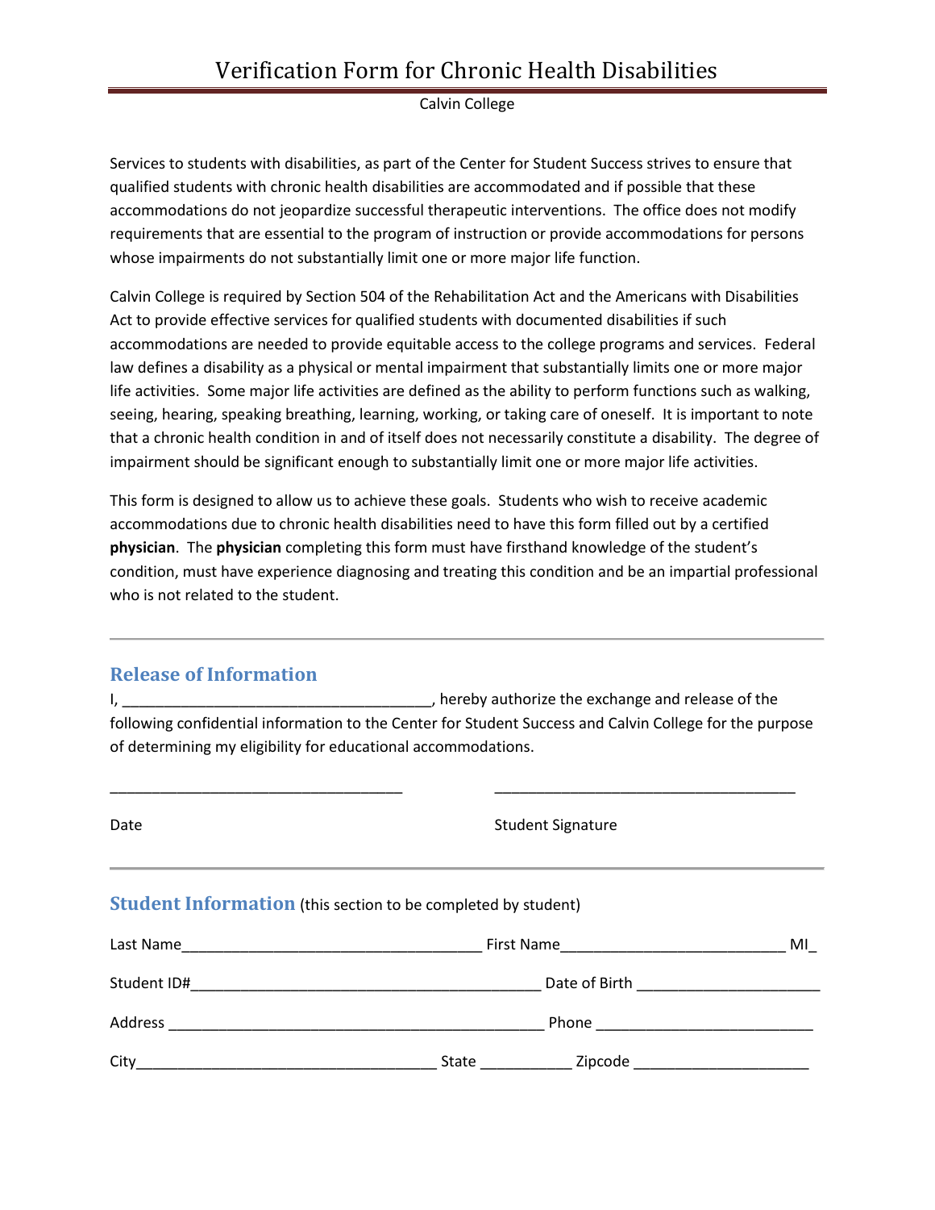# Verification Form for Chronic Health Disabilities

Calvin College

Services to students with disabilities, as part of the Center for Student Success strives to ensure that qualified students with chronic health disabilities are accommodated and if possible that these accommodations do not jeopardize successful therapeutic interventions. The office does not modify requirements that are essential to the program of instruction or provide accommodations for persons whose impairments do not substantially limit one or more major life function.

Calvin College is required by Section 504 of the Rehabilitation Act and the Americans with Disabilities Act to provide effective services for qualified students with documented disabilities if such accommodations are needed to provide equitable access to the college programs and services. Federal law defines a disability as a physical or mental impairment that substantially limits one or more major life activities. Some major life activities are defined as the ability to perform functions such as walking, seeing, hearing, speaking breathing, learning, working, or taking care of oneself. It is important to note that a chronic health condition in and of itself does not necessarily constitute a disability. The degree of impairment should be significant enough to substantially limit one or more major life activities.

This form is designed to allow us to achieve these goals. Students who wish to receive academic accommodations due to chronic health disabilities need to have this form filled out by a certified **physician**. The **physician** completing this form must have firsthand knowledge of the student's condition, must have experience diagnosing and treating this condition and be an impartial professional who is not related to the student.

---

## Release of Information

I, ____________________________________, hereby authorize the exchange and release of the following confidential information to the Center for Student Success and Calvin College for the purpose of determining my eligibility for educational accommodations.

___________________________________ ___________________________________

Date Student Signature

---

## Student Information (this section to be completed by student)

Last Name___________________________________ First Name__________________________ MI_

Student ID#_________________________________________ Date of Birth _____________________

Address _____________________________________________ Phone _________________________

City___________________________________ State ___________ Zipcode _____________________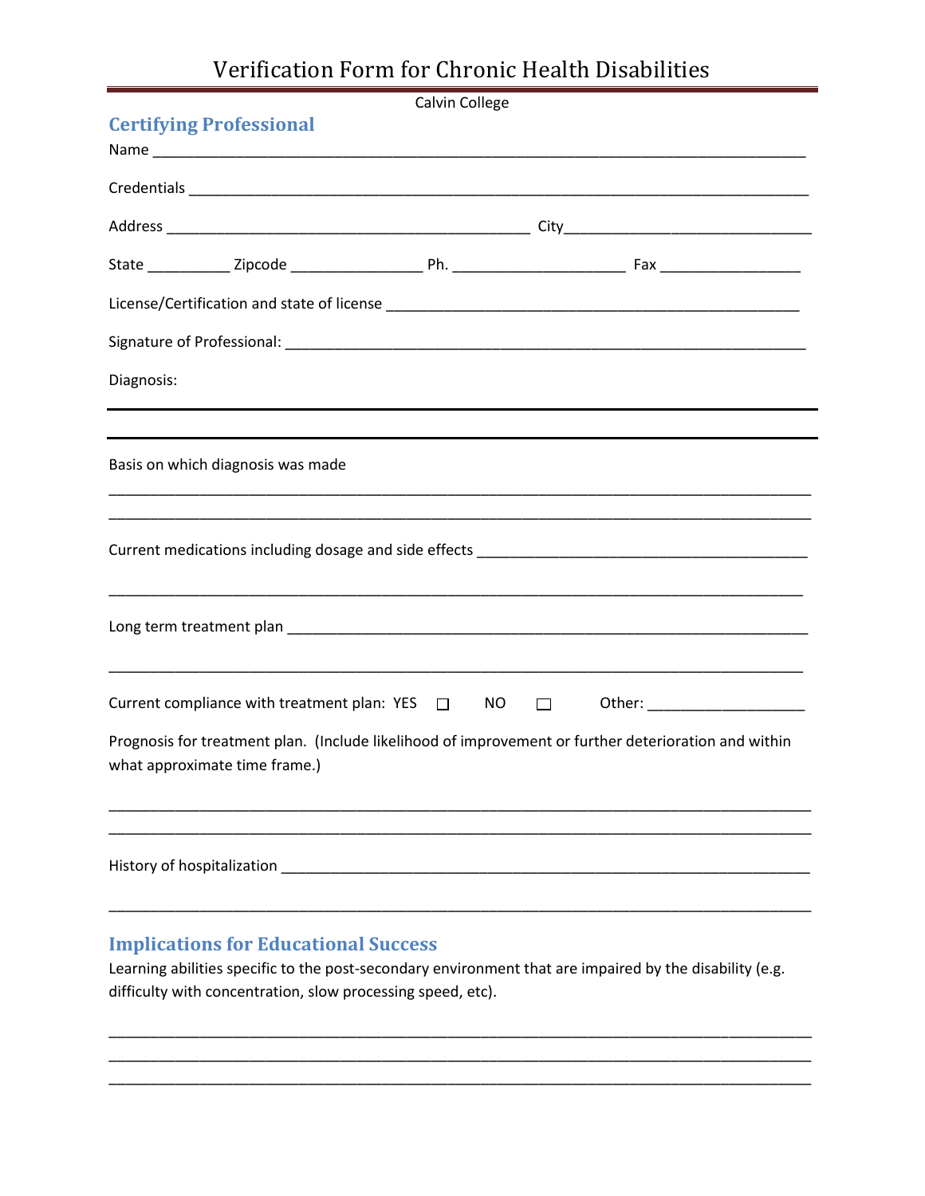# Verification Form for Chronic Health Disabilities

Calvin College

## Certifying Professional

Name ___________________________________________________________________________

Credentials ______________________________________________________________________

Address __________________________________________ City____________________________

State __________ Zipcode ________________ Ph. ____________________ Fax ________________

License/Certification and state of license ________________________________________________

Signature of Professional: ___________________________________________________________

Diagnosis:

___________________________________________________________________________

___________________________________________________________________________

Basis on which diagnosis was made

___________________________________________________________________________

___________________________________________________________________________

Current medications including dosage and side effects _______________________________________

___________________________________________________________________________

Long term treatment plan _____________________________________________________________

___________________________________________________________________________

Current compliance with treatment plan: YES ☐ NO ☐ Other: __________________

Prognosis for treatment plan. (Include likelihood of improvement or further deterioration and within what approximate time frame.)

___________________________________________________________________________

___________________________________________________________________________

History of hospitalization _____________________________________________________________

___________________________________________________________________________

## Implications for Educational Success

Learning abilities specific to the post-secondary environment that are impaired by the disability (e.g. difficulty with concentration, slow processing speed, etc).

___________________________________________________________________________

___________________________________________________________________________

___________________________________________________________________________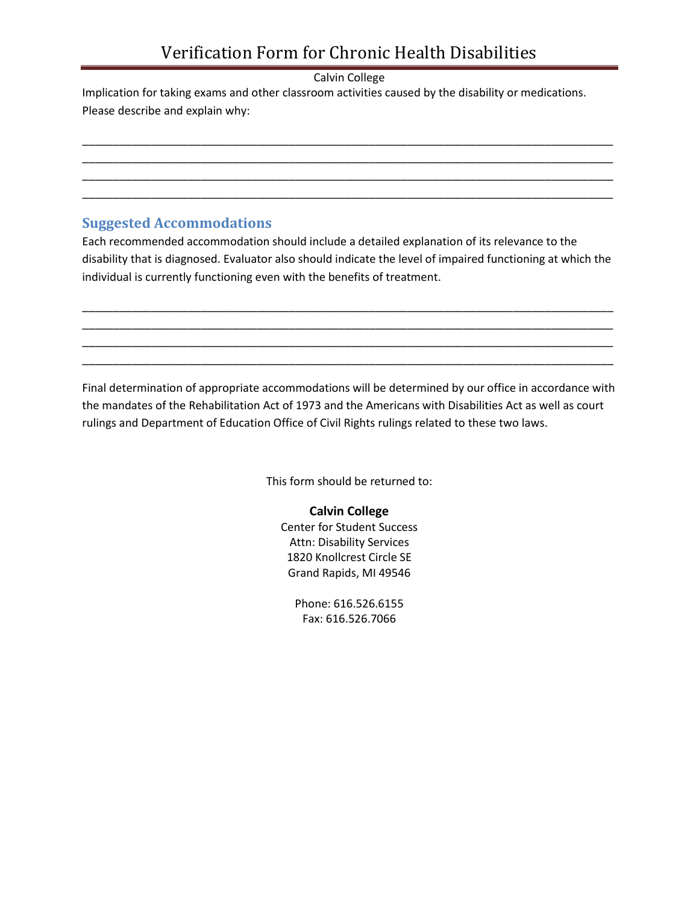Implication for taking exams and other classroom activities caused by the disability or medications. Please describe and explain why:

\_\_\_\_\_\_\_\_\_\_\_\_\_\_\_\_\_\_\_\_\_\_\_\_\_\_\_\_\_\_\_\_\_\_\_\_\_\_\_\_\_\_\_\_\_\_\_\_\_\_\_\_\_\_\_\_\_\_\_\_\_\_\_\_\_\_\_\_\_\_\_\_\_\_\_\_\_\_\_\_\_\_\_\_\_\_\_\_
\_\_\_\_\_\_\_\_\_\_\_\_\_\_\_\_\_\_\_\_\_\_\_\_\_\_\_\_\_\_\_\_\_\_\_\_\_\_\_\_\_\_\_\_\_\_\_\_\_\_\_\_\_\_\_\_\_\_\_\_\_\_\_\_\_\_\_\_\_\_\_\_\_\_\_\_\_\_\_\_\_\_\_\_\_\_\_\_
\_\_\_\_\_\_\_\_\_\_\_\_\_\_\_\_\_\_\_\_\_\_\_\_\_\_\_\_\_\_\_\_\_\_\_\_\_\_\_\_\_\_\_\_\_\_\_\_\_\_\_\_\_\_\_\_\_\_\_\_\_\_\_\_\_\_\_\_\_\_\_\_\_\_\_\_\_\_\_\_\_\_\_\_\_\_\_\_
\_\_\_\_\_\_\_\_\_\_\_\_\_\_\_\_\_\_\_\_\_\_\_\_\_\_\_\_\_\_\_\_\_\_\_\_\_\_\_\_\_\_\_\_\_\_\_\_\_\_\_\_\_\_\_\_\_\_\_\_\_\_\_\_\_\_\_\_\_\_\_\_\_\_\_\_\_\_\_\_\_\_\_\_\_\_\_\_

## Suggested Accommodations

Each recommended accommodation should include a detailed explanation of its relevance to the disability that is diagnosed. Evaluator also should indicate the level of impaired functioning at which the individual is currently functioning even with the benefits of treatment.

\_\_\_\_\_\_\_\_\_\_\_\_\_\_\_\_\_\_\_\_\_\_\_\_\_\_\_\_\_\_\_\_\_\_\_\_\_\_\_\_\_\_\_\_\_\_\_\_\_\_\_\_\_\_\_\_\_\_\_\_\_\_\_\_\_\_\_\_\_\_\_\_\_\_\_\_\_\_\_\_\_\_\_\_\_\_\_\_
\_\_\_\_\_\_\_\_\_\_\_\_\_\_\_\_\_\_\_\_\_\_\_\_\_\_\_\_\_\_\_\_\_\_\_\_\_\_\_\_\_\_\_\_\_\_\_\_\_\_\_\_\_\_\_\_\_\_\_\_\_\_\_\_\_\_\_\_\_\_\_\_\_\_\_\_\_\_\_\_\_\_\_\_\_\_\_\_
\_\_\_\_\_\_\_\_\_\_\_\_\_\_\_\_\_\_\_\_\_\_\_\_\_\_\_\_\_\_\_\_\_\_\_\_\_\_\_\_\_\_\_\_\_\_\_\_\_\_\_\_\_\_\_\_\_\_\_\_\_\_\_\_\_\_\_\_\_\_\_\_\_\_\_\_\_\_\_\_\_\_\_\_\_\_\_\_
\_\_\_\_\_\_\_\_\_\_\_\_\_\_\_\_\_\_\_\_\_\_\_\_\_\_\_\_\_\_\_\_\_\_\_\_\_\_\_\_\_\_\_\_\_\_\_\_\_\_\_\_\_\_\_\_\_\_\_\_\_\_\_\_\_\_\_\_\_\_\_\_\_\_\_\_\_\_\_\_\_\_\_\_\_\_\_\_

Final determination of appropriate accommodations will be determined by our office in accordance with the mandates of the Rehabilitation Act of 1973 and the Americans with Disabilities Act as well as court rulings and Department of Education Office of Civil Rights rulings related to these two laws.

This form should be returned to:

**Calvin College**
Center for Student Success
Attn: Disability Services
1820 Knollcrest Circle SE
Grand Rapids, MI 49546

Phone: 616.526.6155
Fax: 616.526.7066